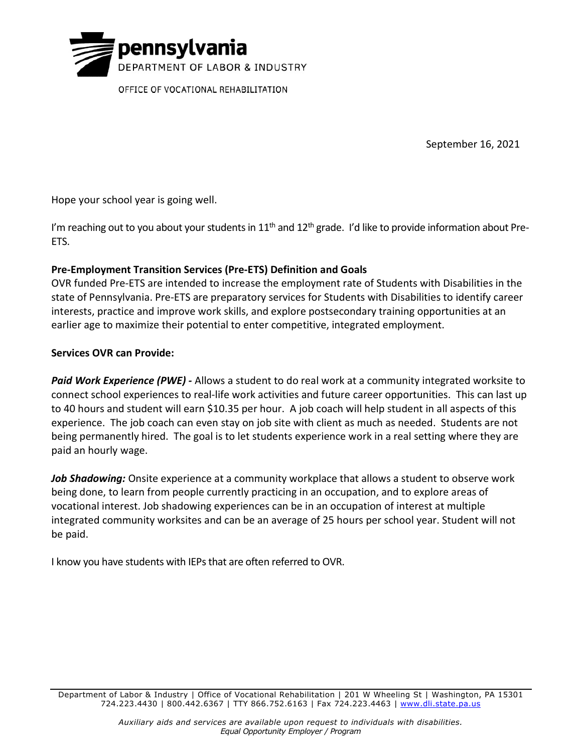pennsylvania
DEPARTMENT OF LABOR & INDUSTRY

OFFICE OF VOCATIONAL REHABILITATION

September 16, 2021

Hope your school year is going well.

I'm reaching out to you about your students in 11th and 12th grade. I'd like to provide information about Pre-ETS.

**Pre-Employment Transition Services (Pre-ETS) Definition and Goals**

OVR funded Pre-ETS are intended to increase the employment rate of Students with Disabilities in the state of Pennsylvania. Pre-ETS are preparatory services for Students with Disabilities to identify career interests, practice and improve work skills, and explore postsecondary training opportunities at an earlier age to maximize their potential to enter competitive, integrated employment.

**Services OVR can Provide:**

***Paid Work Experience (PWE) -*** Allows a student to do real work at a community integrated worksite to connect school experiences to real-life work activities and future career opportunities. This can last up to 40 hours and student will earn $10.35 per hour. A job coach will help student in all aspects of this experience. The job coach can even stay on job site with client as much as needed. Students are not being permanently hired. The goal is to let students experience work in a real setting where they are paid an hourly wage.

***Job Shadowing:*** Onsite experience at a community workplace that allows a student to observe work being done, to learn from people currently practicing in an occupation, and to explore areas of vocational interest. Job shadowing experiences can be in an occupation of interest at multiple integrated community worksites and can be an average of 25 hours per school year. Student will not be paid.

I know you have students with IEPs that are often referred to OVR.

Department of Labor & Industry | Office of Vocational Rehabilitation | 201 W Wheeling St | Washington, PA 15301
724.223.4430 | 800.442.6367 | TTY 866.752.6163 | Fax 724.223.4463 | www.dli.state.pa.us

*Auxiliary aids and services are available upon request to individuals with disabilities.*
*Equal Opportunity Employer / Program*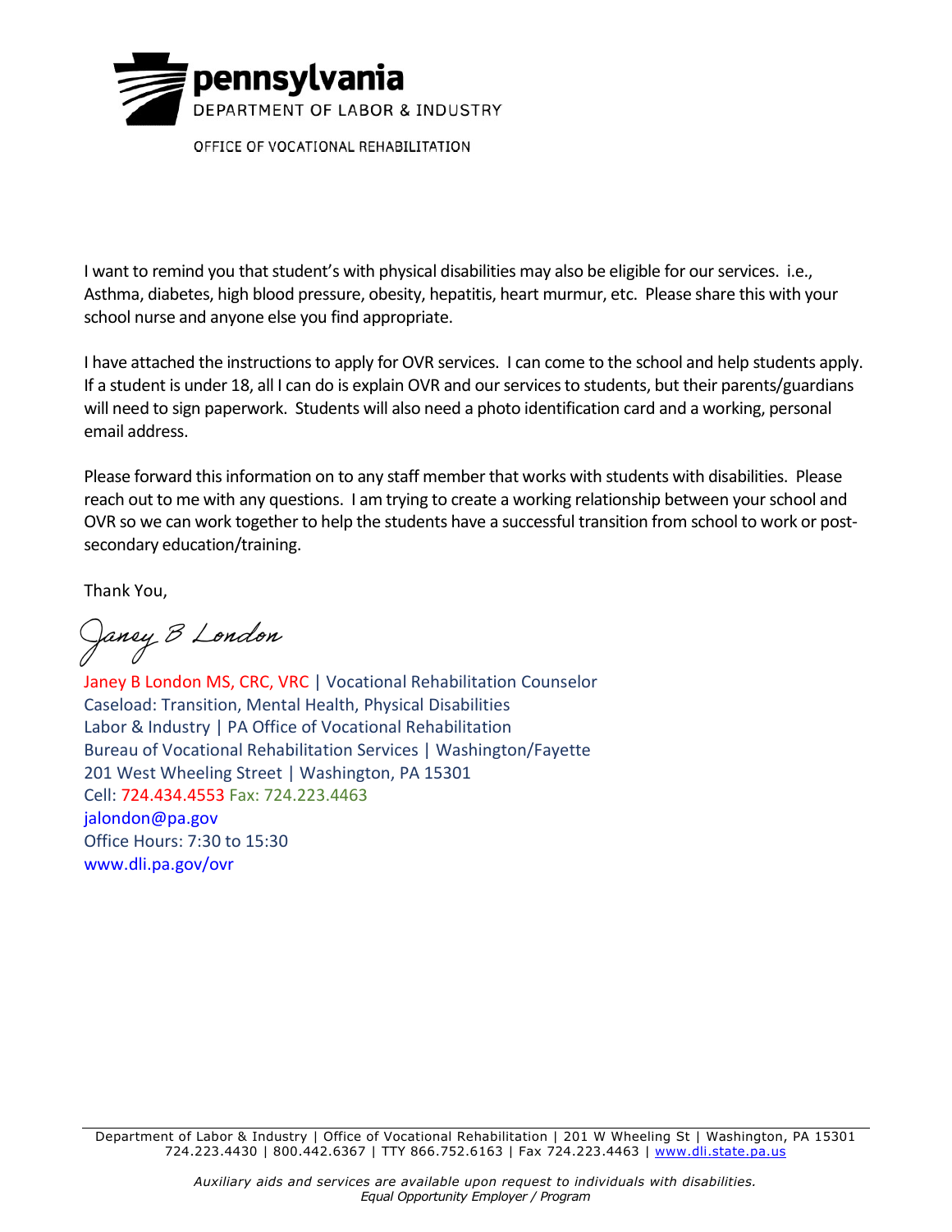pennsylvania
DEPARTMENT OF LABOR & INDUSTRY

OFFICE OF VOCATIONAL REHABILITATION

I want to remind you that student's with physical disabilities may also be eligible for our services. i.e., Asthma, diabetes, high blood pressure, obesity, hepatitis, heart murmur, etc. Please share this with your school nurse and anyone else you find appropriate.

I have attached the instructions to apply for OVR services. I can come to the school and help students apply. If a student is under 18, all I can do is explain OVR and our services to students, but their parents/guardians will need to sign paperwork. Students will also need a photo identification card and a working, personal email address.

Please forward this information on to any staff member that works with students with disabilities. Please reach out to me with any questions. I am trying to create a working relationship between your school and OVR so we can work together to help the students have a successful transition from school to work or post-secondary education/training.

Thank You,

Janey B London

Janey B London MS, CRC, VRC | Vocational Rehabilitation Counselor
Caseload: Transition, Mental Health, Physical Disabilities
Labor & Industry | PA Office of Vocational Rehabilitation
Bureau of Vocational Rehabilitation Services | Washington/Fayette
201 West Wheeling Street | Washington, PA 15301
Cell: 724.434.4553 Fax: 724.223.4463
jalondon@pa.gov
Office Hours: 7:30 to 15:30
www.dli.pa.gov/ovr

Department of Labor & Industry | Office of Vocational Rehabilitation | 201 W Wheeling St | Washington, PA 15301
724.223.4430 | 800.442.6367 | TTY 866.752.6163 | Fax 724.223.4463 | www.dli.state.pa.us

*Auxiliary aids and services are available upon request to individuals with disabilities.*
*Equal Opportunity Employer / Program*